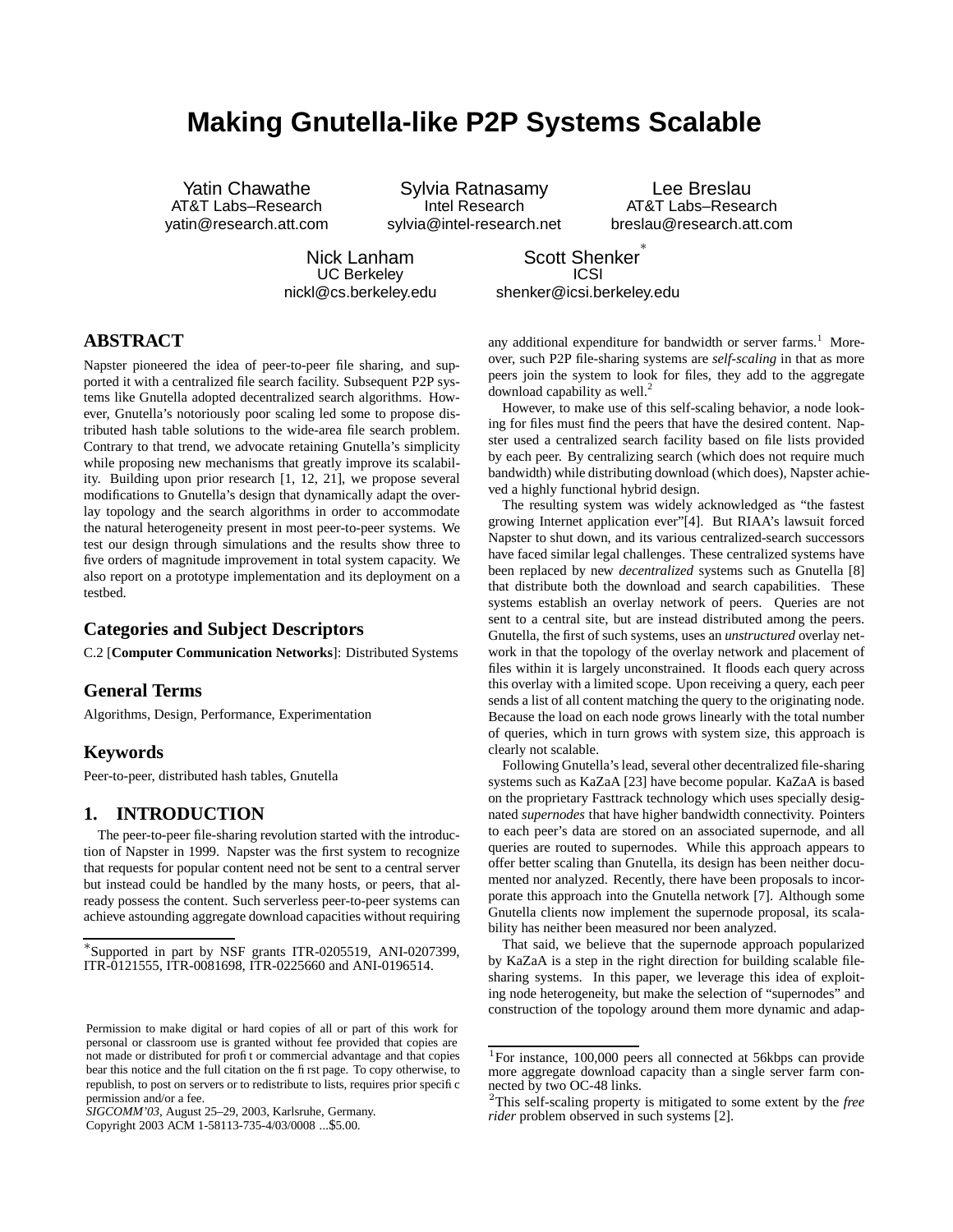# Making Gnutella-like P2P Systems Scalable

Yatin Chawathe
AT&T Labs–Research
yatin@research.att.com

Sylvia Ratnasamy
Intel Research
sylvia@intel-research.net

Lee Breslau
AT&T Labs–Research
breslau@research.att.com

Nick Lanham
UC Berkeley
nickl@cs.berkeley.edu

Scott Shenker[*]
ICSI
shenker@icsi.berkeley.edu

## ABSTRACT

Napster pioneered the idea of peer-to-peer file sharing, and supported it with a centralized file search facility. Subsequent P2P systems like Gnutella adopted decentralized search algorithms. However, Gnutella's notoriously poor scaling led some to propose distributed hash table solutions to the wide-area file search problem. Contrary to that trend, we advocate retaining Gnutella's simplicity while proposing new mechanisms that greatly improve its scalability. Building upon prior research [1, 12, 21], we propose several modifications to Gnutella's design that dynamically adapt the overlay topology and the search algorithms in order to accommodate the natural heterogeneity present in most peer-to-peer systems. We test our design through simulations and the results show three to five orders of magnitude improvement in total system capacity. We also report on a prototype implementation and its deployment on a testbed.

## Categories and Subject Descriptors

C.2 [**Computer Communication Networks**]: Distributed Systems

## General Terms

Algorithms, Design, Performance, Experimentation

## Keywords

Peer-to-peer, distributed hash tables, Gnutella

## 1. INTRODUCTION

The peer-to-peer file-sharing revolution started with the introduction of Napster in 1999. Napster was the first system to recognize that requests for popular content need not be sent to a central server but instead could be handled by the many hosts, or peers, that already possess the content. Such serverless peer-to-peer systems can achieve astounding aggregate download capacities without requiring any additional expenditure for bandwidth or server farms.[1] Moreover, such P2P file-sharing systems are *self-scaling* in that as more peers join the system to look for files, they add to the aggregate download capability as well.[2]

However, to make use of this self-scaling behavior, a node looking for files must find the peers that have the desired content. Napster used a centralized search facility based on file lists provided by each peer. By centralizing search (which does not require much bandwidth) while distributing download (which does), Napster achieved a highly functional hybrid design.

The resulting system was widely acknowledged as "the fastest growing Internet application ever"[4]. But RIAA's lawsuit forced Napster to shut down, and its various centralized-search successors have faced similar legal challenges. These centralized systems have been replaced by new *decentralized* systems such as Gnutella [8] that distribute both the download and search capabilities. These systems establish an overlay network of peers. Queries are not sent to a central site, but are instead distributed among the peers. Gnutella, the first of such systems, uses an *unstructured* overlay network in that the topology of the overlay network and placement of files within it is largely unconstrained. It floods each query across this overlay with a limited scope. Upon receiving a query, each peer sends a list of all content matching the query to the originating node. Because the load on each node grows linearly with the total number of queries, which in turn grows with system size, this approach is clearly not scalable.

Following Gnutella's lead, several other decentralized file-sharing systems such as KaZaA [23] have become popular. KaZaA is based on the proprietary Fasttrack technology which uses specially designated *supernodes* that have higher bandwidth connectivity. Pointers to each peer's data are stored on an associated supernode, and all queries are routed to supernodes. While this approach appears to offer better scaling than Gnutella, its design has been neither documented nor analyzed. Recently, there have been proposals to incorporate this approach into the Gnutella network [7]. Although some Gnutella clients now implement the supernode proposal, its scalability has neither been measured nor been analyzed.

That said, we believe that the supernode approach popularized by KaZaA is a step in the right direction for building scalable file-sharing systems. In this paper, we leverage this idea of exploiting node heterogeneity, but make the selection of "supernodes" and construction of the topology around them more dynamic and adap-

[*]Supported in part by NSF grants ITR-0205519, ANI-0207399, ITR-0121555, ITR-0081698, ITR-0225660 and ANI-0196514.

[1]For instance, 100,000 peers all connected at 56kbps can provide more aggregate download capacity than a single server farm connected by two OC-48 links.

[2]This self-scaling property is mitigated to some extent by the *free rider* problem observed in such systems [2].

Permission to make digital or hard copies of all or part of this work for personal or classroom use is granted without fee provided that copies are not made or distributed for profit or commercial advantage and that copies bear this notice and the full citation on the first page. To copy otherwise, to republish, to post on servers or to redistribute to lists, requires prior specific permission and/or a fee.
*SIGCOMM'03,* August 25–29, 2003, Karlsruhe, Germany.
Copyright 2003 ACM 1-58113-735-4/03/0008 ...$5.00.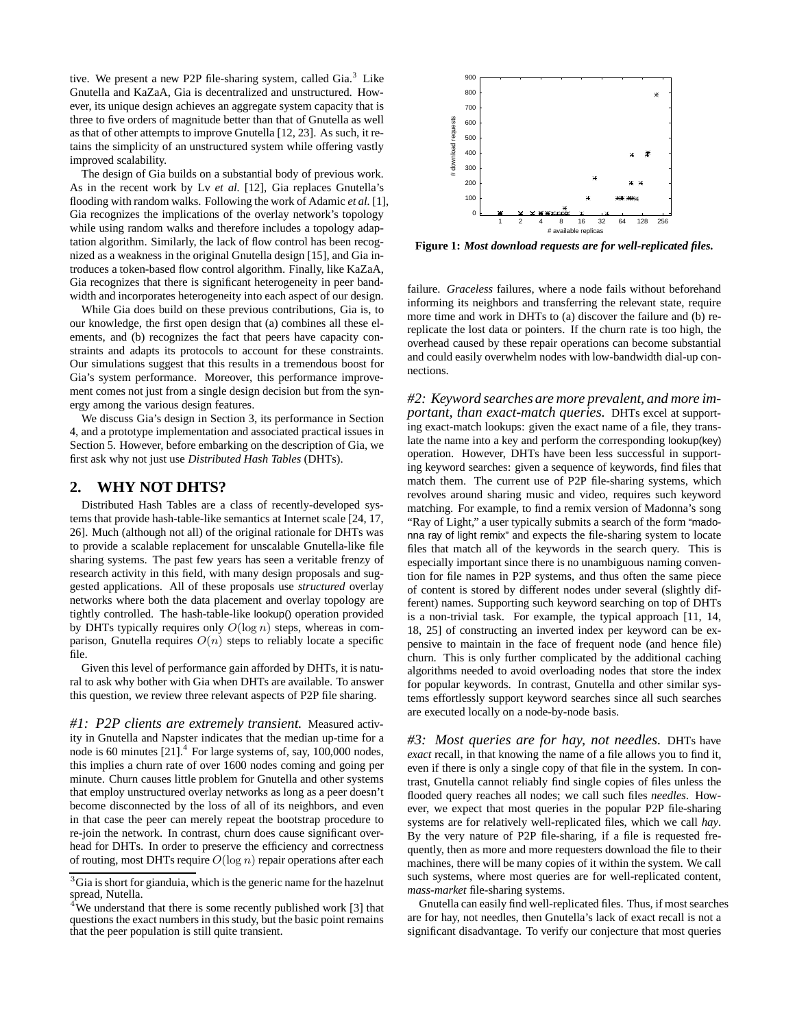tive. We present a new P2P file-sharing system, called Gia.[3] Like Gnutella and KaZaA, Gia is decentralized and unstructured. However, its unique design achieves an aggregate system capacity that is three to five orders of magnitude better than that of Gnutella as well as that of other attempts to improve Gnutella [12, 23]. As such, it retains the simplicity of an unstructured system while offering vastly improved scalability.

The design of Gia builds on a substantial body of previous work. As in the recent work by Lv *et al.* [12], Gia replaces Gnutella's flooding with random walks. Following the work of Adamic *et al.* [1], Gia recognizes the implications of the overlay network's topology while using random walks and therefore includes a topology adaptation algorithm. Similarly, the lack of flow control has been recognized as a weakness in the original Gnutella design [15], and Gia introduces a token-based flow control algorithm. Finally, like KaZaA, Gia recognizes that there is significant heterogeneity in peer bandwidth and incorporates heterogeneity into each aspect of our design.

While Gia does build on these previous contributions, Gia is, to our knowledge, the first open design that (a) combines all these elements, and (b) recognizes the fact that peers have capacity constraints and adapts its protocols to account for these constraints. Our simulations suggest that this results in a tremendous boost for Gia's system performance. Moreover, this performance improvement comes not just from a single design decision but from the synergy among the various design features.

We discuss Gia's design in Section 3, its performance in Section 4, and a prototype implementation and associated practical issues in Section 5. However, before embarking on the description of Gia, we first ask why not just use *Distributed Hash Tables* (DHTs).

## 2. WHY NOT DHTS?

Distributed Hash Tables are a class of recently-developed systems that provide hash-table-like semantics at Internet scale [24, 17, 26]. Much (although not all) of the original rationale for DHTs was to provide a scalable replacement for unscalable Gnutella-like file sharing systems. The past few years has seen a veritable frenzy of research activity in this field, with many design proposals and suggested applications. All of these proposals use *structured* overlay networks where both the data placement and overlay topology are tightly controlled. The hash-table-like lookup() operation provided by DHTs typically requires only $O(\log n)$ steps, whereas in comparison, Gnutella requires $O(n)$ steps to reliably locate a specific file.

Given this level of performance gain afforded by DHTs, it is natural to ask why bother with Gia when DHTs are available. To answer this question, we review three relevant aspects of P2P file sharing.

*#1: P2P clients are extremely transient.* Measured activity in Gnutella and Napster indicates that the median up-time for a node is 60 minutes [21].[4] For large systems of, say, 100,000 nodes, this implies a churn rate of over 1600 nodes coming and going per minute. Churn causes little problem for Gnutella and other systems that employ unstructured overlay networks as long as a peer doesn't become disconnected by the loss of all of its neighbors, and even in that case the peer can merely repeat the bootstrap procedure to re-join the network. In contrast, churn does cause significant overhead for DHTs. In order to preserve the efficiency and correctness of routing, most DHTs require $O(\log n)$ repair operations after each failure. *Graceless* failures, where a node fails without beforehand informing its neighbors and transferring the relevant state, require more time and work in DHTs to (a) discover the failure and (b) re-replicate the lost data or pointers. If the churn rate is too high, the overhead caused by these repair operations can become substantial and could easily overwhelm nodes with low-bandwidth dial-up connections.

[3] Gia is short for gianduia, which is the generic name for the hazelnut spread, Nutella.

[4] We understand that there is some recently published work [3] that questions the exact numbers in this study, but the basic point remains that the peer population is still quite transient.

**Figure 1:** ***Most download requests are for well-replicated files.***

*#2: Keyword searches are more prevalent, and more important, than exact-match queries.* DHTs excel at supporting exact-match lookups: given the exact name of a file, they translate the name into a key and perform the corresponding lookup(key) operation. However, DHTs have been less successful in supporting keyword searches: given a sequence of keywords, find files that match them. The current use of P2P file-sharing systems, which revolves around sharing music and video, requires such keyword matching. For example, to find a remix version of Madonna's song "Ray of Light," a user typically submits a search of the form "madonna ray of light remix" and expects the file-sharing system to locate files that match all of the keywords in the search query. This is especially important since there is no unambiguous naming convention for file names in P2P systems, and thus often the same piece of content is stored by different nodes under several (slightly different) names. Supporting such keyword searching on top of DHTs is a non-trivial task. For example, the typical approach [11, 14, 18, 25] of constructing an inverted index per keyword can be expensive to maintain in the face of frequent node (and hence file) churn. This is only further complicated by the additional caching algorithms needed to avoid overloading nodes that store the index for popular keywords. In contrast, Gnutella and other similar systems effortlessly support keyword searches since all such searches are executed locally on a node-by-node basis.

*#3: Most queries are for hay, not needles.* DHTs have *exact* recall, in that knowing the name of a file allows you to find it, even if there is only a single copy of that file in the system. In contrast, Gnutella cannot reliably find single copies of files unless the flooded query reaches all nodes; we call such files *needles*. However, we expect that most queries in the popular P2P file-sharing systems are for relatively well-replicated files, which we call *hay*. By the very nature of P2P file-sharing, if a file is requested frequently, then as more and more requesters download the file to their machines, there will be many copies of it within the system. We call such systems, where most queries are for well-replicated content, *mass-market* file-sharing systems.

Gnutella can easily find well-replicated files. Thus, if most searches are for hay, not needles, then Gnutella's lack of exact recall is not a significant disadvantage. To verify our conjecture that most queries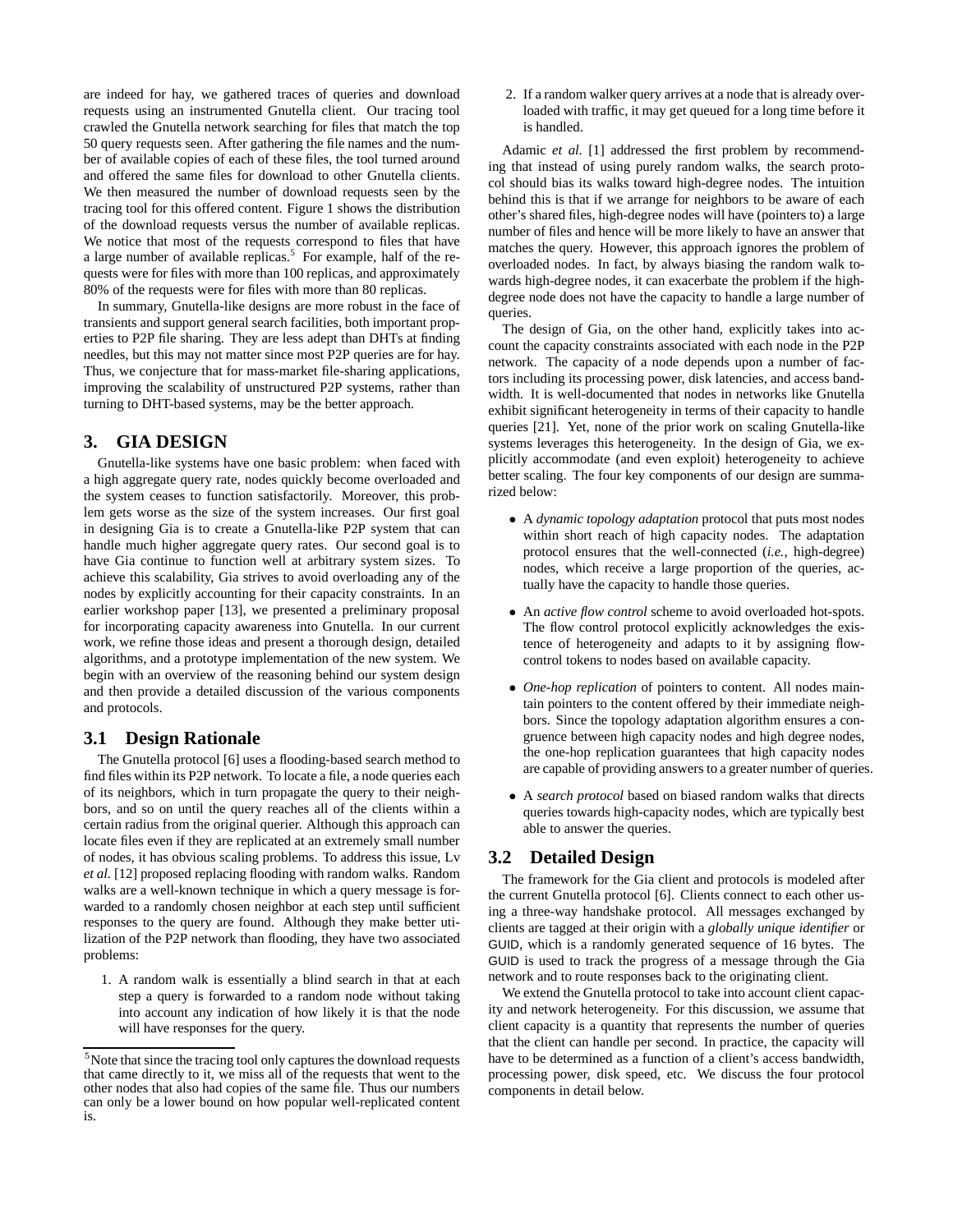are indeed for hay, we gathered traces of queries and download requests using an instrumented Gnutella client. Our tracing tool crawled the Gnutella network searching for files that match the top 50 query requests seen. After gathering the file names and the number of available copies of each of these files, the tool turned around and offered the same files for download to other Gnutella clients. We then measured the number of download requests seen by the tracing tool for this offered content. Figure 1 shows the distribution of the download requests versus the number of available replicas. We notice that most of the requests correspond to files that have a large number of available replicas.[5] For example, half of the requests were for files with more than 100 replicas, and approximately 80% of the requests were for files with more than 80 replicas.

In summary, Gnutella-like designs are more robust in the face of transients and support general search facilities, both important properties to P2P file sharing. They are less adept than DHTs at finding needles, but this may not matter since most P2P queries are for hay. Thus, we conjecture that for mass-market file-sharing applications, improving the scalability of unstructured P2P systems, rather than turning to DHT-based systems, may be the better approach.

# 3. GIA DESIGN

Gnutella-like systems have one basic problem: when faced with a high aggregate query rate, nodes quickly become overloaded and the system ceases to function satisfactorily. Moreover, this problem gets worse as the size of the system increases. Our first goal in designing Gia is to create a Gnutella-like P2P system that can handle much higher aggregate query rates. Our second goal is to have Gia continue to function well at arbitrary system sizes. To achieve this scalability, Gia strives to avoid overloading any of the nodes by explicitly accounting for their capacity constraints. In an earlier workshop paper [13], we presented a preliminary proposal for incorporating capacity awareness into Gnutella. In our current work, we refine those ideas and present a thorough design, detailed algorithms, and a prototype implementation of the new system. We begin with an overview of the reasoning behind our system design and then provide a detailed discussion of the various components and protocols.

## 3.1 Design Rationale

The Gnutella protocol [6] uses a flooding-based search method to find files within its P2P network. To locate a file, a node queries each of its neighbors, which in turn propagate the query to their neighbors, and so on until the query reaches all of the clients within a certain radius from the original querier. Although this approach can locate files even if they are replicated at an extremely small number of nodes, it has obvious scaling problems. To address this issue, Lv *et al.* [12] proposed replacing flooding with random walks. Random walks are a well-known technique in which a query message is forwarded to a randomly chosen neighbor at each step until sufficient responses to the query are found. Although they make better utilization of the P2P network than flooding, they have two associated problems:

1. A random walk is essentially a blind search in that at each step a query is forwarded to a random node without taking into account any indication of how likely it is that the node will have responses for the query.
2. If a random walker query arrives at a node that is already overloaded with traffic, it may get queued for a long time before it is handled.

Adamic *et al.* [1] addressed the first problem by recommending that instead of using purely random walks, the search protocol should bias its walks toward high-degree nodes. The intuition behind this is that if we arrange for neighbors to be aware of each other's shared files, high-degree nodes will have (pointers to) a large number of files and hence will be more likely to have an answer that matches the query. However, this approach ignores the problem of overloaded nodes. In fact, by always biasing the random walk towards high-degree nodes, it can exacerbate the problem if the high-degree node does not have the capacity to handle a large number of queries.

The design of Gia, on the other hand, explicitly takes into account the capacity constraints associated with each node in the P2P network. The capacity of a node depends upon a number of factors including its processing power, disk latencies, and access bandwidth. It is well-documented that nodes in networks like Gnutella exhibit significant heterogeneity in terms of their capacity to handle queries [21]. Yet, none of the prior work on scaling Gnutella-like systems leverages this heterogeneity. In the design of Gia, we explicitly accommodate (and even exploit) heterogeneity to achieve better scaling. The four key components of our design are summarized below:

- A *dynamic topology adaptation* protocol that puts most nodes within short reach of high capacity nodes. The adaptation protocol ensures that the well-connected (*i.e.,* high-degree) nodes, which receive a large proportion of the queries, actually have the capacity to handle those queries.
- An *active flow control* scheme to avoid overloaded hot-spots. The flow control protocol explicitly acknowledges the existence of heterogeneity and adapts to it by assigning flow-control tokens to nodes based on available capacity.
- *One-hop replication* of pointers to content. All nodes maintain pointers to the content offered by their immediate neighbors. Since the topology adaptation algorithm ensures a congruence between high capacity nodes and high degree nodes, the one-hop replication guarantees that high capacity nodes are capable of providing answers to a greater number of queries.
- A *search protocol* based on biased random walks that directs queries towards high-capacity nodes, which are typically best able to answer the queries.

## 3.2 Detailed Design

The framework for the Gia client and protocols is modeled after the current Gnutella protocol [6]. Clients connect to each other using a three-way handshake protocol. All messages exchanged by clients are tagged at their origin with a *globally unique identifier* or GUID, which is a randomly generated sequence of 16 bytes. The GUID is used to track the progress of a message through the Gia network and to route responses back to the originating client.

We extend the Gnutella protocol to take into account client capacity and network heterogeneity. For this discussion, we assume that client capacity is a quantity that represents the number of queries that the client can handle per second. In practice, the capacity will have to be determined as a function of a client's access bandwidth, processing power, disk speed, etc. We discuss the four protocol components in detail below.

[5] Note that since the tracing tool only captures the download requests that came directly to it, we miss all of the requests that went to the other nodes that also had copies of the same file. Thus our numbers can only be a lower bound on how popular well-replicated content is.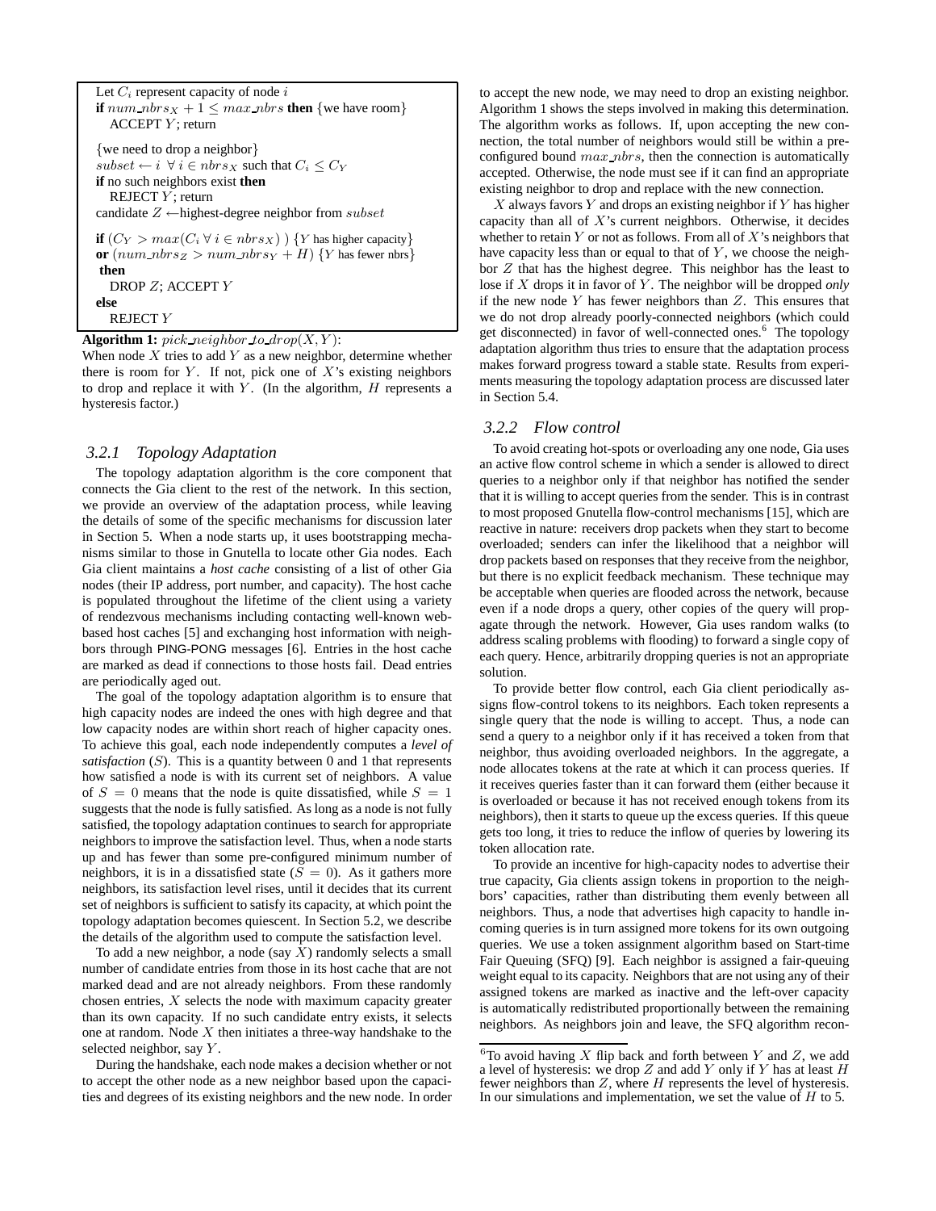```
Let C_i represent capacity of node i
if num_nbrs_X + 1 ≤ max_nbrs then {we have room}
    ACCEPT Y; return

{we need to drop a neighbor}
subset ← i ∀ i ∈ nbrs_X such that C_i ≤ C_Y
if no such neighbors exist then
    REJECT Y; return
candidate Z ←highest-degree neighbor from subset

if (C_Y > max(C_i ∀ i ∈ nbrs_X) ) {Y has higher capacity}
or (num_nbrs_Z > num_nbrs_Y + H) {Y has fewer nbrs}
 then
    DROP Z; ACCEPT Y
else
    REJECT Y
```

**Algorithm 1:** $pick\_neighbor\_to\_drop(X, Y)$:
When node $X$ tries to add $Y$ as a new neighbor, determine whether there is room for $Y$. If not, pick one of $X$'s existing neighbors to drop and replace it with $Y$. (In the algorithm, $H$ represents a hysteresis factor.)

### 3.2.1 Topology Adaptation

The topology adaptation algorithm is the core component that connects the Gia client to the rest of the network. In this section, we provide an overview of the adaptation process, while leaving the details of some of the specific mechanisms for discussion later in Section 5. When a node starts up, it uses bootstrapping mechanisms similar to those in Gnutella to locate other Gia nodes. Each Gia client maintains a *host cache* consisting of a list of other Gia nodes (their IP address, port number, and capacity). The host cache is populated throughout the lifetime of the client using a variety of rendezvous mechanisms including contacting well-known web-based host caches [5] and exchanging host information with neighbors through PING-PONG messages [6]. Entries in the host cache are marked as dead if connections to those hosts fail. Dead entries are periodically aged out.

The goal of the topology adaptation algorithm is to ensure that high capacity nodes are indeed the ones with high degree and that low capacity nodes are within short reach of higher capacity ones. To achieve this goal, each node independently computes a *level of satisfaction* ($S$). This is a quantity between 0 and 1 that represents how satisfied a node is with its current set of neighbors. A value of $S = 0$ means that the node is quite dissatisfied, while $S = 1$ suggests that the node is fully satisfied. As long as a node is not fully satisfied, the topology adaptation continues to search for appropriate neighbors to improve the satisfaction level. Thus, when a node starts up and has fewer than some pre-configured minimum number of neighbors, it is in a dissatisfied state ($S = 0$). As it gathers more neighbors, its satisfaction level rises, until it decides that its current set of neighbors is sufficient to satisfy its capacity, at which point the topology adaptation becomes quiescent. In Section 5.2, we describe the details of the algorithm used to compute the satisfaction level.

To add a new neighbor, a node (say $X$) randomly selects a small number of candidate entries from those in its host cache that are not marked dead and are not already neighbors. From these randomly chosen entries, $X$ selects the node with maximum capacity greater than its own capacity. If no such candidate entry exists, it selects one at random. Node $X$ then initiates a three-way handshake to the selected neighbor, say $Y$.

During the handshake, each node makes a decision whether or not to accept the other node as a new neighbor based upon the capacities and degrees of its existing neighbors and the new node. In order to accept the new node, we may need to drop an existing neighbor. Algorithm 1 shows the steps involved in making this determination. The algorithm works as follows. If, upon accepting the new connection, the total number of neighbors would still be within a pre-configured bound $max\_nbrs$, then the connection is automatically accepted. Otherwise, the node must see if it can find an appropriate existing neighbor to drop and replace with the new connection.

$X$ always favors $Y$ and drops an existing neighbor if $Y$ has higher capacity than all of $X$'s current neighbors. Otherwise, it decides whether to retain $Y$ or not as follows. From all of $X$'s neighbors that have capacity less than or equal to that of $Y$, we choose the neighbor $Z$ that has the highest degree. This neighbor has the least to lose if $X$ drops it in favor of $Y$. The neighbor will be dropped *only* if the new node $Y$ has fewer neighbors than $Z$. This ensures that we do not drop already poorly-connected neighbors (which could get disconnected) in favor of well-connected ones.[6] The topology adaptation algorithm thus tries to ensure that the adaptation process makes forward progress toward a stable state. Results from experiments measuring the topology adaptation process are discussed later in Section 5.4.

### 3.2.2 Flow control

To avoid creating hot-spots or overloading any one node, Gia uses an active flow control scheme in which a sender is allowed to direct queries to a neighbor only if that neighbor has notified the sender that it is willing to accept queries from the sender. This is in contrast to most proposed Gnutella flow-control mechanisms [15], which are reactive in nature: receivers drop packets when they start to become overloaded; senders can infer the likelihood that a neighbor will drop packets based on responses that they receive from the neighbor, but there is no explicit feedback mechanism. These technique may be acceptable when queries are flooded across the network, because even if a node drops a query, other copies of the query will propagate through the network. However, Gia uses random walks (to address scaling problems with flooding) to forward a single copy of each query. Hence, arbitrarily dropping queries is not an appropriate solution.

To provide better flow control, each Gia client periodically assigns flow-control tokens to its neighbors. Each token represents a single query that the node is willing to accept. Thus, a node can send a query to a neighbor only if it has received a token from that neighbor, thus avoiding overloaded neighbors. In the aggregate, a node allocates tokens at the rate at which it can process queries. If it receives queries faster than it can forward them (either because it is overloaded or because it has not received enough tokens from its neighbors), then it starts to queue up the excess queries. If this queue gets too long, it tries to reduce the inflow of queries by lowering its token allocation rate.

To provide an incentive for high-capacity nodes to advertise their true capacity, Gia clients assign tokens in proportion to the neighbors' capacities, rather than distributing them evenly between all neighbors. Thus, a node that advertises high capacity to handle incoming queries is in turn assigned more tokens for its own outgoing queries. We use a token assignment algorithm based on Start-time Fair Queuing (SFQ) [9]. Each neighbor is assigned a fair-queuing weight equal to its capacity. Neighbors that are not using any of their assigned tokens are marked as inactive and the left-over capacity is automatically redistributed proportionally between the remaining neighbors. As neighbors join and leave, the SFQ algorithm recon-

[6] To avoid having $X$ flip back and forth between $Y$ and $Z$, we add a level of hysteresis: we drop $Z$ and add $Y$ only if $Y$ has at least $H$ fewer neighbors than $Z$, where $H$ represents the level of hysteresis. In our simulations and implementation, we set the value of $H$ to 5.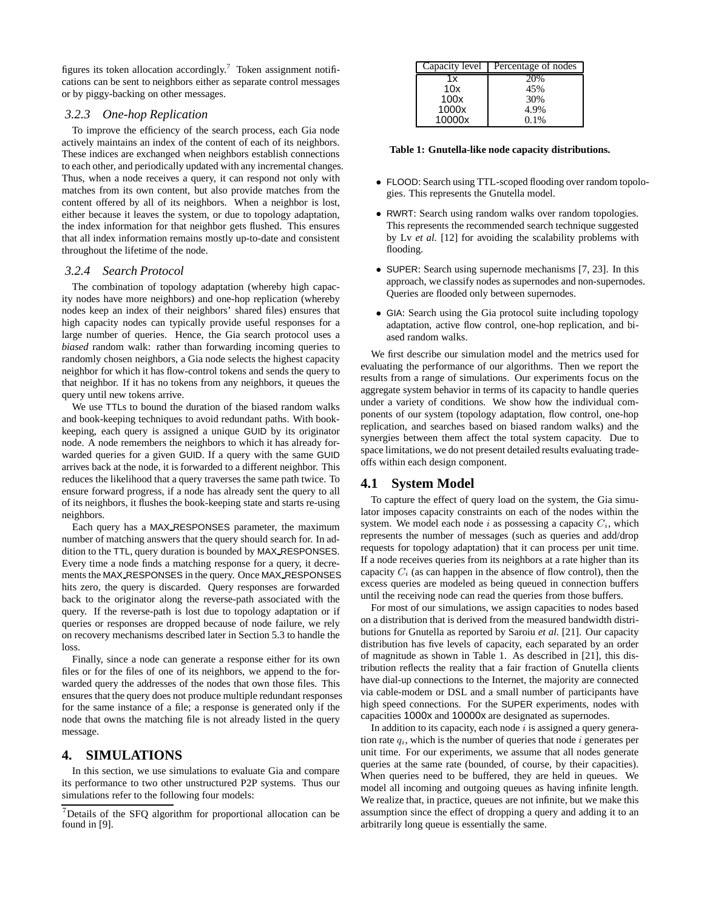figures its token allocation accordingly.[7] Token assignment notifications can be sent to neighbors either as separate control messages or by piggy-backing on other messages.

### 3.2.3 One-hop Replication

To improve the efficiency of the search process, each Gia node actively maintains an index of the content of each of its neighbors. These indices are exchanged when neighbors establish connections to each other, and periodically updated with any incremental changes. Thus, when a node receives a query, it can respond not only with matches from its own content, but also provide matches from the content offered by all of its neighbors. When a neighbor is lost, either because it leaves the system, or due to topology adaptation, the index information for that neighbor gets flushed. This ensures that all index information remains mostly up-to-date and consistent throughout the lifetime of the node.

### 3.2.4 Search Protocol

The combination of topology adaptation (whereby high capacity nodes have more neighbors) and one-hop replication (whereby nodes keep an index of their neighbors' shared files) ensures that high capacity nodes can typically provide useful responses for a large number of queries. Hence, the Gia search protocol uses a *biased* random walk: rather than forwarding incoming queries to randomly chosen neighbors, a Gia node selects the highest capacity neighbor for which it has flow-control tokens and sends the query to that neighbor. If it has no tokens from any neighbors, it queues the query until new tokens arrive.

We use TTLs to bound the duration of the biased random walks and book-keeping techniques to avoid redundant paths. With book-keeping, each query is assigned a unique GUID by its originator node. A node remembers the neighbors to which it has already forwarded queries for a given GUID. If a query with the same GUID arrives back at the node, it is forwarded to a different neighbor. This reduces the likelihood that a query traverses the same path twice. To ensure forward progress, if a node has already sent the query to all of its neighbors, it flushes the book-keeping state and starts re-using neighbors.

Each query has a MAX_RESPONSES parameter, the maximum number of matching answers that the query should search for. In addition to the TTL, query duration is bounded by MAX_RESPONSES. Every time a node finds a matching response for a query, it decrements the MAX_RESPONSES in the query. Once MAX_RESPONSES hits zero, the query is discarded. Query responses are forwarded back to the originator along the reverse-path associated with the query. If the reverse-path is lost due to topology adaptation or if queries or responses are dropped because of node failure, we rely on recovery mechanisms described later in Section 5.3 to handle the loss.

Finally, since a node can generate a response either for its own files or for the files of one of its neighbors, we append to the forwarded query the addresses of the nodes that own those files. This ensures that the query does not produce multiple redundant responses for the same instance of a file; a response is generated only if the node that owns the matching file is not already listed in the query message.

## 4. SIMULATIONS

In this section, we use simulations to evaluate Gia and compare its performance to two other unstructured P2P systems. Thus our simulations refer to the following four models:

[7] Details of the SFQ algorithm for proportional allocation can be found in [9].

| Capacity level | Percentage of nodes |
|---|---|
| 1x | 20% |
| 10x | 45% |
| 100x | 30% |
| 1000x | 4.9% |
| 10000x | 0.1% |

**Table 1: Gnutella-like node capacity distributions.**

- FLOOD: Search using TTL-scoped flooding over random topologies. This represents the Gnutella model.
- RWRT: Search using random walks over random topologies. This represents the recommended search technique suggested by Lv *et al.* [12] for avoiding the scalability problems with flooding.
- SUPER: Search using supernode mechanisms [7, 23]. In this approach, we classify nodes as supernodes and non-supernodes. Queries are flooded only between supernodes.
- GIA: Search using the Gia protocol suite including topology adaptation, active flow control, one-hop replication, and biased random walks.

We first describe our simulation model and the metrics used for evaluating the performance of our algorithms. Then we report the results from a range of simulations. Our experiments focus on the aggregate system behavior in terms of its capacity to handle queries under a variety of conditions. We show how the individual components of our system (topology adaptation, flow control, one-hop replication, and searches based on biased random walks) and the synergies between them affect the total system capacity. Due to space limitations, we do not present detailed results evaluating tradeoffs within each design component.

## 4.1 System Model

To capture the effect of query load on the system, the Gia simulator imposes capacity constraints on each of the nodes within the system. We model each node $i$ as possessing a capacity $C_i$, which represents the number of messages (such as queries and add/drop requests for topology adaptation) that it can process per unit time. If a node receives queries from its neighbors at a rate higher than its capacity $C_i$ (as can happen in the absence of flow control), then the excess queries are modeled as being queued in connection buffers until the receiving node can read the queries from those buffers.

For most of our simulations, we assign capacities to nodes based on a distribution that is derived from the measured bandwidth distributions for Gnutella as reported by Saroiu *et al.* [21]. Our capacity distribution has five levels of capacity, each separated by an order of magnitude as shown in Table 1. As described in [21], this distribution reflects the reality that a fair fraction of Gnutella clients have dial-up connections to the Internet, the majority are connected via cable-modem or DSL and a small number of participants have high speed connections. For the SUPER experiments, nodes with capacities 1000x and 10000x are designated as supernodes.

In addition to its capacity, each node $i$ is assigned a query generation rate $q_i$, which is the number of queries that node $i$ generates per unit time. For our experiments, we assume that all nodes generate queries at the same rate (bounded, of course, by their capacities). When queries need to be buffered, they are held in queues. We model all incoming and outgoing queues as having infinite length. We realize that, in practice, queues are not infinite, but we make this assumption since the effect of dropping a query and adding it to an arbitrarily long queue is essentially the same.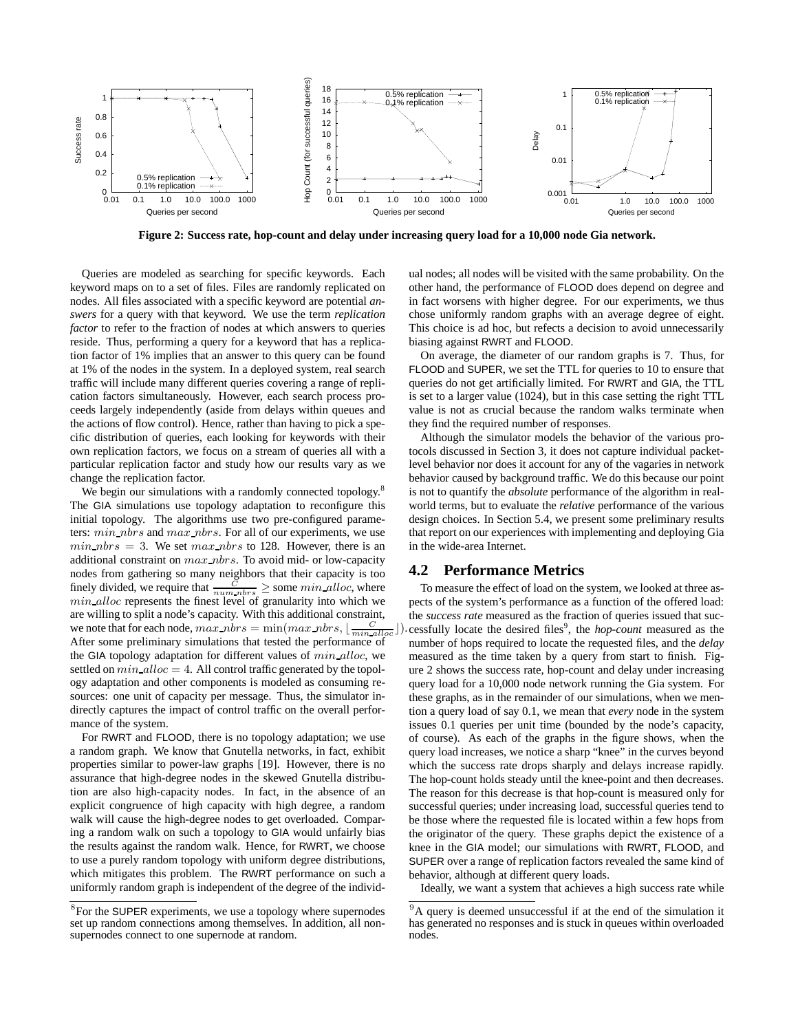**Figure 2: Success rate, hop-count and delay under increasing query load for a 10,000 node Gia network.**

Queries are modeled as searching for specific keywords. Each keyword maps on to a set of files. Files are randomly replicated on nodes. All files associated with a specific keyword are potential *answers* for a query with that keyword. We use the term *replication factor* to refer to the fraction of nodes at which answers to queries reside. Thus, performing a query for a keyword that has a replication factor of 1% implies that an answer to this query can be found at 1% of the nodes in the system. In a deployed system, real search traffic will include many different queries covering a range of replication factors simultaneously. However, each search process proceeds largely independently (aside from delays within queues and the actions of flow control). Hence, rather than having to pick a specific distribution of queries, each looking for keywords with their own replication factors, we focus on a stream of queries all with a particular replication factor and study how our results vary as we change the replication factor.

We begin our simulations with a randomly connected topology.[8] The GIA simulations use topology adaptation to reconfigure this initial topology. The algorithms use two pre-configured parameters: $min\_nbrs$ and $max\_nbrs$. For all of our experiments, we use $min\_nbrs = 3$. We set $max\_nbrs$ to 128. However, there is an additional constraint on $max\_nbrs$. To avoid mid- or low-capacity nodes from gathering so many neighbors that their capacity is too finely divided, we require that $\frac{C}{num\_nbrs} \geq$ some $min\_alloc$, where $min\_alloc$ represents the finest level of granularity into which we are willing to split a node's capacity. With this additional constraint, we note that for each node, $max\_nbrs = \min(max\_nbrs, \lfloor \frac{C}{min\_alloc} \rfloor)$. After some preliminary simulations that tested the performance of the GIA topology adaptation for different values of $min\_alloc$, we settled on $min\_alloc = 4$. All control traffic generated by the topology adaptation and other components is modeled as consuming resources: one unit of capacity per message. Thus, the simulator indirectly captures the impact of control traffic on the overall performance of the system.

For RWRT and FLOOD, there is no topology adaptation; we use a random graph. We know that Gnutella networks, in fact, exhibit properties similar to power-law graphs [19]. However, there is no assurance that high-degree nodes in the skewed Gnutella distribution are also high-capacity nodes. In fact, in the absence of an explicit congruence of high capacity with high degree, a random walk will cause the high-degree nodes to get overloaded. Comparing a random walk on such a topology to GIA would unfairly bias the results against the random walk. Hence, for RWRT, we choose to use a purely random topology with uniform degree distributions, which mitigates this problem. The RWRT performance on such a uniformly random graph is independent of the degree of the individual nodes; all nodes will be visited with the same probability. On the other hand, the performance of FLOOD does depend on degree and in fact worsens with higher degree. For our experiments, we thus chose uniformly random graphs with an average degree of eight. This choice is ad hoc, but refects a decision to avoid unnecessarily biasing against RWRT and FLOOD.

On average, the diameter of our random graphs is 7. Thus, for FLOOD and SUPER, we set the TTL for queries to 10 to ensure that queries do not get artificially limited. For RWRT and GIA, the TTL is set to a larger value (1024), but in this case setting the right TTL value is not as crucial because the random walks terminate when they find the required number of responses.

Although the simulator models the behavior of the various protocols discussed in Section 3, it does not capture individual packet-level behavior nor does it account for any of the vagaries in network behavior caused by background traffic. We do this because our point is not to quantify the *absolute* performance of the algorithm in real-world terms, but to evaluate the *relative* performance of the various design choices. In Section 5.4, we present some preliminary results that report on our experiences with implementing and deploying Gia in the wide-area Internet.

## 4.2 Performance Metrics

To measure the effect of load on the system, we looked at three aspects of the system's performance as a function of the offered load: the *success rate* measured as the fraction of queries issued that successfully locate the desired files[9], the *hop-count* measured as the number of hops required to locate the requested files, and the *delay* measured as the time taken by a query from start to finish. Figure 2 shows the success rate, hop-count and delay under increasing query load for a 10,000 node network running the Gia system. For these graphs, as in the remainder of our simulations, when we mention a query load of say 0.1, we mean that *every* node in the system issues 0.1 queries per unit time (bounded by the node's capacity, of course). As each of the graphs in the figure shows, when the query load increases, we notice a sharp "knee" in the curves beyond which the success rate drops sharply and delays increase rapidly. The hop-count holds steady until the knee-point and then decreases. The reason for this decrease is that hop-count is measured only for successful queries; under increasing load, successful queries tend to be those where the requested file is located within a few hops from the originator of the query. These graphs depict the existence of a knee in the GIA model; our simulations with RWRT, FLOOD, and SUPER over a range of replication factors revealed the same kind of behavior, although at different query loads.

Ideally, we want a system that achieves a high success rate while

[8] For the SUPER experiments, we use a topology where supernodes set up random connections among themselves. In addition, all non-supernodes connect to one supernode at random.

[9] A query is deemed unsuccessful if at the end of the simulation it has generated no responses and is stuck in queues within overloaded nodes.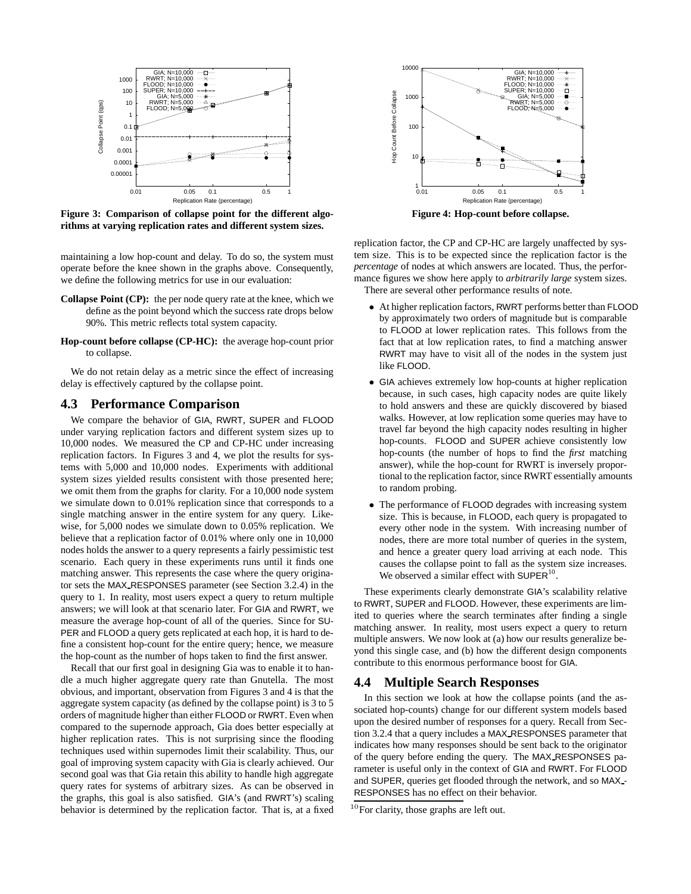GIA; N=10,000
RWRT; N=10,000
FLOOD; N=10,000
SUPER; N=10,000
GIA; N=5,000
RWRT; N=5,000
FLOOD; N=5,000

Collapse Point (qps)

1000
100
10
1
0.1
0.01
0.001
0.0001
0.00001

0.01 0.05 0.1 0.5 1

Replication Rate (percentage)

**Figure 3: Comparison of collapse point for the different algorithms at varying replication rates and different system sizes.**

GIA; N=10,000
RWRT; N=10,000
FLOOD; N=10,000
SUPER; N=10,000
GIA; N=5,000
RWRT; N=5,000
FLOOD; N=5,000

Hop Count Before Collapse

10000
1000
100
10
1

0.01 0.05 0.1 0.5 1

Replication Rate (percentage)

**Figure 4: Hop-count before collapse.**

maintaining a low hop-count and delay. To do so, the system must operate before the knee shown in the graphs above. Consequently, we define the following metrics for use in our evaluation:

**Collapse Point (CP):** the per node query rate at the knee, which we define as the point beyond which the success rate drops below 90%. This metric reflects total system capacity.

**Hop-count before collapse (CP-HC):** the average hop-count prior to collapse.

We do not retain delay as a metric since the effect of increasing delay is effectively captured by the collapse point.

## 4.3 Performance Comparison

We compare the behavior of GIA, RWRT, SUPER and FLOOD under varying replication factors and different system sizes up to 10,000 nodes. We measured the CP and CP-HC under increasing replication factors. In Figures 3 and 4, we plot the results for systems with 5,000 and 10,000 nodes. Experiments with additional system sizes yielded results consistent with those presented here; we omit them from the graphs for clarity. For a 10,000 node system we simulate down to 0.01% replication since that corresponds to a single matching answer in the entire system for any query. Likewise, for 5,000 nodes we simulate down to 0.05% replication. We believe that a replication factor of 0.01% where only one in 10,000 nodes holds the answer to a query represents a fairly pessimistic test scenario. Each query in these experiments runs until it finds one matching answer. This represents the case where the query originator sets the MAX_RESPONSES parameter (see Section 3.2.4) in the query to 1. In reality, most users expect a query to return multiple answers; we will look at that scenario later. For GIA and RWRT, we measure the average hop-count of all of the queries. Since for SUPER and FLOOD a query gets replicated at each hop, it is hard to define a consistent hop-count for the entire query; hence, we measure the hop-count as the number of hops taken to find the first answer.

Recall that our first goal in designing Gia was to enable it to handle a much higher aggregate query rate than Gnutella. The most obvious, and important, observation from Figures 3 and 4 is that the aggregate system capacity (as defined by the collapse point) is 3 to 5 orders of magnitude higher than either FLOOD or RWRT. Even when compared to the supernode approach, Gia does better especially at higher replication rates. This is not surprising since the flooding techniques used within supernodes limit their scalability. Thus, our goal of improving system capacity with Gia is clearly achieved. Our second goal was that Gia retain this ability to handle high aggregate query rates for systems of arbitrary sizes. As can be observed in the graphs, this goal is also satisfied. GIA's (and RWRT's) scaling behavior is determined by the replication factor. That is, at a fixed replication factor, the CP and CP-HC are largely unaffected by system size. This is to be expected since the replication factor is the *percentage* of nodes at which answers are located. Thus, the performance figures we show here apply to *arbitrarily large* system sizes.

There are several other performance results of note.

- At higher replication factors, RWRT performs better than FLOOD by approximately two orders of magnitude but is comparable to FLOOD at lower replication rates. This follows from the fact that at low replication rates, to find a matching answer RWRT may have to visit all of the nodes in the system just like FLOOD.
- GIA achieves extremely low hop-counts at higher replication because, in such cases, high capacity nodes are quite likely to hold answers and these are quickly discovered by biased walks. However, at low replication some queries may have to travel far beyond the high capacity nodes resulting in higher hop-counts. FLOOD and SUPER achieve consistently low hop-counts (the number of hops to find the *first* matching answer), while the hop-count for RWRT is inversely proportional to the replication factor, since RWRT essentially amounts to random probing.
- The performance of FLOOD degrades with increasing system size. This is because, in FLOOD, each query is propagated to every other node in the system. With increasing number of nodes, there are more total number of queries in the system, and hence a greater query load arriving at each node. This causes the collapse point to fall as the system size increases. We observed a similar effect with SUPER[10].

These experiments clearly demonstrate GIA's scalability relative to RWRT, SUPER and FLOOD. However, these experiments are limited to queries where the search terminates after finding a single matching answer. In reality, most users expect a query to return multiple answers. We now look at (a) how our results generalize beyond this single case, and (b) how the different design components contribute to this enormous performance boost for GIA.

## 4.4 Multiple Search Responses

In this section we look at how the collapse points (and the associated hop-counts) change for our different system models based upon the desired number of responses for a query. Recall from Section 3.2.4 that a query includes a MAX_RESPONSES parameter that indicates how many responses should be sent back to the originator of the query before ending the query. The MAX_RESPONSES parameter is useful only in the context of GIA and RWRT. For FLOOD and SUPER, queries get flooded through the network, and so MAX_RESPONSES has no effect on their behavior.

[10] For clarity, those graphs are left out.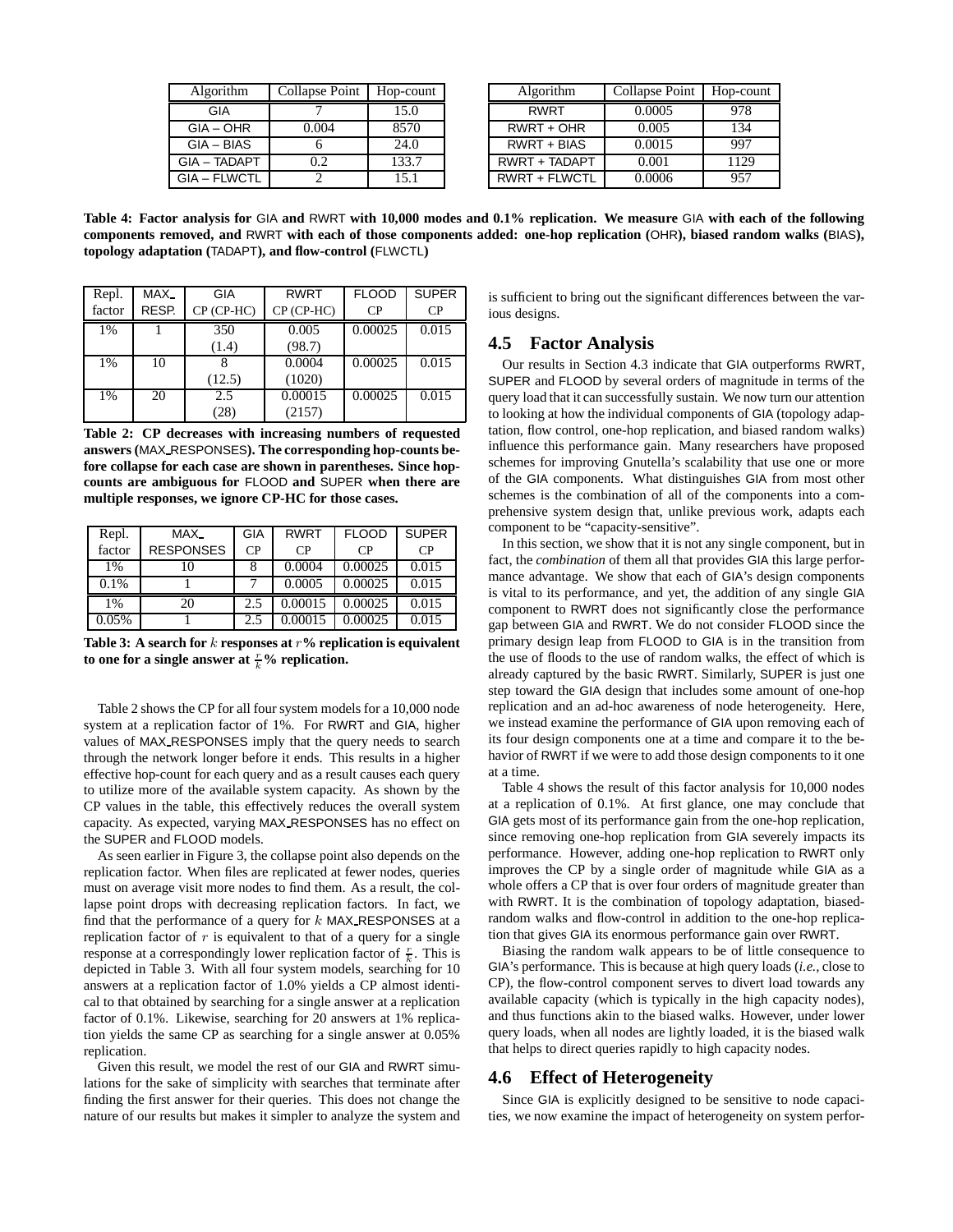| Algorithm | Collapse Point | Hop-count |
|---|---|---|
| GIA | 7 | 15.0 |
| GIA – OHR | 0.004 | 8570 |
| GIA – BIAS | 6 | 24.0 |
| GIA – TADAPT | 0.2 | 133.7 |
| GIA – FLWCTL | 2 | 15.1 |

| Algorithm | Collapse Point | Hop-count |
|---|---|---|
| RWRT | 0.0005 | 978 |
| RWRT + OHR | 0.005 | 134 |
| RWRT + BIAS | 0.0015 | 997 |
| RWRT + TADAPT | 0.001 | 1129 |
| RWRT + FLWCTL | 0.0006 | 957 |

**Table 4: Factor analysis for GIA and RWRT with 10,000 modes and 0.1% replication. We measure GIA with each of the following components removed, and RWRT with each of those components added: one-hop replication (OHR), biased random walks (BIAS), topology adaptation (TADAPT), and flow-control (FLWCTL)**

| Repl. factor | MAX_ RESP. | GIA CP (CP-HC) | RWRT CP (CP-HC) | FLOOD CP | SUPER CP |
|---|---|---|---|---|---|
| 1% | 1 | 350 (1.4) | 0.005 (98.7) | 0.00025 | 0.015 |
| 1% | 10 | 8 (12.5) | 0.0004 (1020) | 0.00025 | 0.015 |
| 1% | 20 | 2.5 (28) | 0.00015 (2157) | 0.00025 | 0.015 |

**Table 2: CP decreases with increasing numbers of requested answers (MAX_RESPONSES). The corresponding hop-counts before collapse for each case are shown in parentheses. Since hop-counts are ambiguous for FLOOD and SUPER when there are multiple responses, we ignore CP-HC for those cases.**

| Repl. factor | MAX_ RESPONSES | GIA CP | RWRT CP | FLOOD CP | SUPER CP |
|---|---|---|---|---|---|
| 1% | 10 | 8 | 0.0004 | 0.00025 | 0.015 |
| 0.1% | 1 | 7 | 0.0005 | 0.00025 | 0.015 |
| 1% | 20 | 2.5 | 0.00015 | 0.00025 | 0.015 |
| 0.05% | 1 | 2.5 | 0.00015 | 0.00025 | 0.015 |

**Table 3: A search for $k$ responses at $r$% replication is equivalent to one for a single answer at $\frac{r}{k}$% replication.**

Table 2 shows the CP for all four system models for a 10,000 node system at a replication factor of 1%. For RWRT and GIA, higher values of MAX_RESPONSES imply that the query needs to search through the network longer before it ends. This results in a higher effective hop-count for each query and as a result causes each query to utilize more of the available system capacity. As shown by the CP values in the table, this effectively reduces the overall system capacity. As expected, varying MAX_RESPONSES has no effect on the SUPER and FLOOD models.

As seen earlier in Figure 3, the collapse point also depends on the replication factor. When files are replicated at fewer nodes, queries must on average visit more nodes to find them. As a result, the collapse point drops with decreasing replication factors. In fact, we find that the performance of a query for $k$ MAX_RESPONSES at a replication factor of $r$ is equivalent to that of a query for a single response at a correspondingly lower replication factor of $\frac{r}{k}$. This is depicted in Table 3. With all four system models, searching for 10 answers at a replication factor of 1.0% yields a CP almost identical to that obtained by searching for a single answer at a replication factor of 0.1%. Likewise, searching for 20 answers at 1% replication yields the same CP as searching for a single answer at 0.05% replication.

Given this result, we model the rest of our GIA and RWRT simulations for the sake of simplicity with searches that terminate after finding the first answer for their queries. This does not change the nature of our results but makes it simpler to analyze the system and is sufficient to bring out the significant differences between the various designs.

## 4.5 Factor Analysis

Our results in Section 4.3 indicate that GIA outperforms RWRT, SUPER and FLOOD by several orders of magnitude in terms of the query load that it can successfully sustain. We now turn our attention to looking at how the individual components of GIA (topology adaptation, flow control, one-hop replication, and biased random walks) influence this performance gain. Many researchers have proposed schemes for improving Gnutella's scalability that use one or more of the GIA components. What distinguishes GIA from most other schemes is the combination of all of the components into a comprehensive system design that, unlike previous work, adapts each component to be "capacity-sensitive".

In this section, we show that it is not any single component, but in fact, the *combination* of them all that provides GIA this large performance advantage. We show that each of GIA's design components is vital to its performance, and yet, the addition of any single GIA component to RWRT does not significantly close the performance gap between GIA and RWRT. We do not consider FLOOD since the primary design leap from FLOOD to GIA is in the transition from the use of floods to the use of random walks, the effect of which is already captured by the basic RWRT. Similarly, SUPER is just one step toward the GIA design that includes some amount of one-hop replication and an ad-hoc awareness of node heterogeneity. Here, we instead examine the performance of GIA upon removing each of its four design components one at a time and compare it to the behavior of RWRT if we were to add those design components to it one at a time.

Table 4 shows the result of this factor analysis for 10,000 nodes at a replication of 0.1%. At first glance, one may conclude that GIA gets most of its performance gain from the one-hop replication, since removing one-hop replication from GIA severely impacts its performance. However, adding one-hop replication to RWRT only improves the CP by a single order of magnitude while GIA as a whole offers a CP that is over four orders of magnitude greater than with RWRT. It is the combination of topology adaptation, biased-random walks and flow-control in addition to the one-hop replication that gives GIA its enormous performance gain over RWRT.

Biasing the random walk appears to be of little consequence to GIA's performance. This is because at high query loads (*i.e.,* close to CP), the flow-control component serves to divert load towards any available capacity (which is typically in the high capacity nodes), and thus functions akin to the biased walks. However, under lower query loads, when all nodes are lightly loaded, it is the biased walk that helps to direct queries rapidly to high capacity nodes.

## 4.6 Effect of Heterogeneity

Since GIA is explicitly designed to be sensitive to node capacities, we now examine the impact of heterogeneity on system perfor-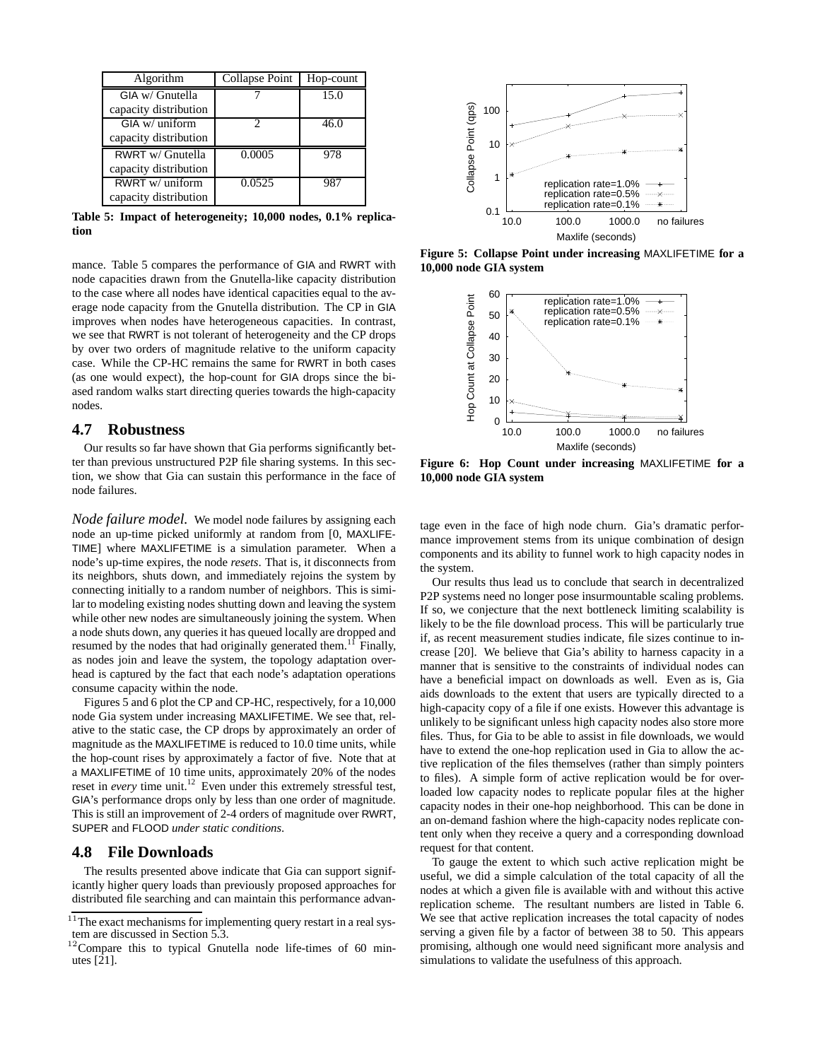| Algorithm | Collapse Point | Hop-count |
|---|---|---|
| GIA w/ Gnutella capacity distribution | 7 | 15.0 |
| GIA w/ uniform capacity distribution | 2 | 46.0 |
| RWRT w/ Gnutella capacity distribution | 0.0005 | 978 |
| RWRT w/ uniform capacity distribution | 0.0525 | 987 |

**Table 5: Impact of heterogeneity; 10,000 nodes, 0.1% replication**

mance. Table 5 compares the performance of GIA and RWRT with node capacities drawn from the Gnutella-like capacity distribution to the case where all nodes have identical capacities equal to the average node capacity from the Gnutella distribution. The CP in GIA improves when nodes have heterogeneous capacities. In contrast, we see that RWRT is not tolerant of heterogeneity and the CP drops by over two orders of magnitude relative to the uniform capacity case. While the CP-HC remains the same for RWRT in both cases (as one would expect), the hop-count for GIA drops since the biased random walks start directing queries towards the high-capacity nodes.

## 4.7 Robustness

Our results so far have shown that Gia performs significantly better than previous unstructured P2P file sharing systems. In this section, we show that Gia can sustain this performance in the face of node failures.

*Node failure model.* We model node failures by assigning each node an up-time picked uniformly at random from [0, MAXLIFETIME] where MAXLIFETIME is a simulation parameter. When a node's up-time expires, the node *resets*. That is, it disconnects from its neighbors, shuts down, and immediately rejoins the system by connecting initially to a random number of neighbors. This is similar to modeling existing nodes shutting down and leaving the system while other new nodes are simultaneously joining the system. When a node shuts down, any queries it has queued locally are dropped and resumed by the nodes that had originally generated them.[11] Finally, as nodes join and leave the system, the topology adaptation overhead is captured by the fact that each node's adaptation operations consume capacity within the node.

Figures 5 and 6 plot the CP and CP-HC, respectively, for a 10,000 node Gia system under increasing MAXLIFETIME. We see that, relative to the static case, the CP drops by approximately an order of magnitude as the MAXLIFETIME is reduced to 10.0 time units, while the hop-count rises by approximately a factor of five. Note that at a MAXLIFETIME of 10 time units, approximately 20% of the nodes reset in *every* time unit.[12] Even under this extremely stressful test, GIA's performance drops only by less than one order of magnitude. This is still an improvement of 2-4 orders of magnitude over RWRT, SUPER and FLOOD *under static conditions*.

## 4.8 File Downloads

The results presented above indicate that Gia can support significantly higher query loads than previously proposed approaches for distributed file searching and can maintain this performance advantage even in the face of high node churn. Gia's dramatic performance improvement stems from its unique combination of design components and its ability to funnel work to high capacity nodes in the system.

Our results thus lead us to conclude that search in decentralized P2P systems need no longer pose insurmountable scaling problems. If so, we conjecture that the next bottleneck limiting scalability is likely to be the file download process. This will be particularly true if, as recent measurement studies indicate, file sizes continue to increase [20]. We believe that Gia's ability to harness capacity in a manner that is sensitive to the constraints of individual nodes can have a beneficial impact on downloads as well. Even as is, Gia aids downloads to the extent that users are typically directed to a high-capacity copy of a file if one exists. However this advantage is unlikely to be significant unless high capacity nodes also store more files. Thus, for Gia to be able to assist in file downloads, we would have to extend the one-hop replication used in Gia to allow the active replication of the files themselves (rather than simply pointers to files). A simple form of active replication would be for overloaded low capacity nodes to replicate popular files at the higher capacity nodes in their one-hop neighborhood. This can be done in an on-demand fashion where the high-capacity nodes replicate content only when they receive a query and a corresponding download request for that content.

To gauge the extent to which such active replication might be useful, we did a simple calculation of the total capacity of all the nodes at which a given file is available with and without this active replication scheme. The resultant numbers are listed in Table 6. We see that active replication increases the total capacity of nodes serving a given file by a factor of between 38 to 50. This appears promising, although one would need significant more analysis and simulations to validate the usefulness of this approach.

Collapse Point (qps)
0.1
1
10
100
10.0
100.0
1000.0
no failures
Maxlife (seconds)
replication rate=1.0%
replication rate=0.5%
replication rate=0.1%

**Figure 5: Collapse Point under increasing MAXLIFETIME for a 10,000 node GIA system**

Hop Count at Collapse Point
0
10
20
30
40
50
60
10.0
100.0
1000.0
no failures
Maxlife (seconds)
replication rate=1.0%
replication rate=0.5%
replication rate=0.1%

**Figure 6: Hop Count under increasing MAXLIFETIME for a 10,000 node GIA system**

[11] The exact mechanisms for implementing query restart in a real system are discussed in Section 5.3.

[12] Compare this to typical Gnutella node life-times of 60 minutes [21].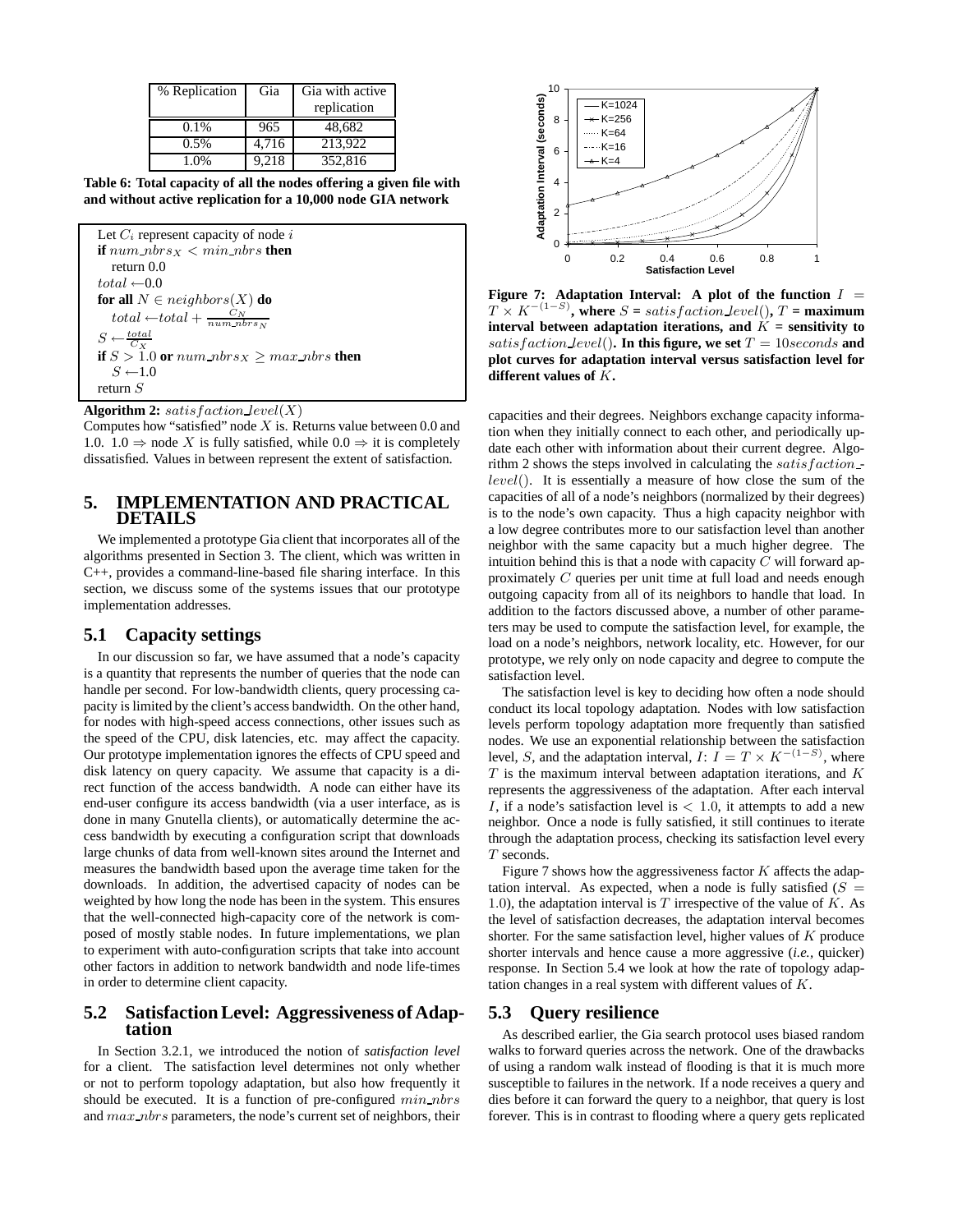| % Replication | Gia | Gia with active replication |
|---|---|---|
| 0.1% | 965 | 48,682 |
| 0.5% | 4,716 | 213,922 |
| 1.0% | 9,218 | 352,816 |

**Table 6: Total capacity of all the nodes offering a given file with and without active replication for a 10,000 node GIA network**

```
Let C_i represent capacity of node i
if num_nbrs_X < min_nbrs then
    return 0.0
total ← 0.0
for all N ∈ neighbors(X) do
    total ← total + C_N / num_nbrs_N
S ← total / C_X
if S > 1.0 or num_nbrs_X ≥ max_nbrs then
    S ← 1.0
return S
```

**Algorithm 2:** $satisfaction\_level(X)$

Computes how "satisfied" node $X$ is. Returns value between 0.0 and 1.0. 1.0 ⇒ node $X$ is fully satisfied, while 0.0 ⇒ it is completely dissatisfied. Values in between represent the extent of satisfaction.

## 5. IMPLEMENTATION AND PRACTICAL DETAILS

We implemented a prototype Gia client that incorporates all of the algorithms presented in Section 3. The client, which was written in C++, provides a command-line-based file sharing interface. In this section, we discuss some of the systems issues that our prototype implementation addresses.

### 5.1 Capacity settings

In our discussion so far, we have assumed that a node's capacity is a quantity that represents the number of queries that the node can handle per second. For low-bandwidth clients, query processing capacity is limited by the client's access bandwidth. On the other hand, for nodes with high-speed access connections, other issues such as the speed of the CPU, disk latencies, etc. may affect the capacity. Our prototype implementation ignores the effects of CPU speed and disk latency on query capacity. We assume that capacity is a direct function of the access bandwidth. A node can either have its end-user configure its access bandwidth (via a user interface, as is done in many Gnutella clients), or automatically determine the access bandwidth by executing a configuration script that downloads large chunks of data from well-known sites around the Internet and measures the bandwidth based upon the average time taken for the downloads. In addition, the advertised capacity of nodes can be weighted by how long the node has been in the system. This ensures that the well-connected high-capacity core of the network is composed of mostly stable nodes. In future implementations, we plan to experiment with auto-configuration scripts that take into account other factors in addition to network bandwidth and node life-times in order to determine client capacity.

### 5.2 Satisfaction Level: Aggressiveness of Adaptation

In Section 3.2.1, we introduced the notion of *satisfaction level* for a client. The satisfaction level determines not only whether or not to perform topology adaptation, but also how frequently it should be executed. It is a function of pre-configured $min\_nbrs$ and $max\_nbrs$ parameters, the node's current set of neighbors, their capacities and their degrees. Neighbors exchange capacity information when they initially connect to each other, and periodically update each other with information about their current degree. Algorithm 2 shows the steps involved in calculating the $satisfaction\_level()$. It is essentially a measure of how close the sum of the capacities of all of a node's neighbors (normalized by their degrees) is to the node's own capacity. Thus a high capacity neighbor with a low degree contributes more to our satisfaction level than another neighbor with the same capacity but a much higher degree. The intuition behind this is that a node with capacity $C$ will forward approximately $C$ queries per unit time at full load and needs enough outgoing capacity from all of its neighbors to handle that load. In addition to the factors discussed above, a number of other parameters may be used to compute the satisfaction level, for example, the load on a node's neighbors, network locality, etc. However, for our prototype, we rely only on node capacity and degree to compute the satisfaction level.

The satisfaction level is key to deciding how often a node should conduct its local topology adaptation. Nodes with low satisfaction levels perform topology adaptation more frequently than satisfied nodes. We use an exponential relationship between the satisfaction level, $S$, and the adaptation interval, $I$: $I = T \times K^{-(1-S)}$, where $T$ is the maximum interval between adaptation iterations, and $K$ represents the aggressiveness of the adaptation. After each interval $I$, if a node's satisfaction level is $< 1.0$, it attempts to add a new neighbor. Once a node is fully satisfied, it still continues to iterate through the adaptation process, checking its satisfaction level every $T$ seconds.

10
8
6
4
2
0
Adaptation Interval (seconds)
0 0.2 0.4 0.6 0.8 1
Satisfaction Level
K=1024
K=256
K=64
K=16
K=4

**Figure 7: Adaptation Interval: A plot of the function $I = T \times K^{-(1-S)}$, where $S = satisfaction\_level()$, $T$ = maximum interval between adaptation iterations, and $K$ = sensitivity to $satisfaction\_level()$. In this figure, we set $T = 10 seconds$ and plot curves for adaptation interval versus satisfaction level for different values of $K$.**

Figure 7 shows how the aggressiveness factor $K$ affects the adaptation interval. As expected, when a node is fully satisfied ($S = 1.0$), the adaptation interval is $T$ irrespective of the value of $K$. As the level of satisfaction decreases, the adaptation interval becomes shorter. For the same satisfaction level, higher values of $K$ produce shorter intervals and hence cause a more aggressive (*i.e.,* quicker) response. In Section 5.4 we look at how the rate of topology adaptation changes in a real system with different values of $K$.

### 5.3 Query resilience

As described earlier, the Gia search protocol uses biased random walks to forward queries across the network. One of the drawbacks of using a random walk instead of flooding is that it is much more susceptible to failures in the network. If a node receives a query and dies before it can forward the query to a neighbor, that query is lost forever. This is in contrast to flooding where a query gets replicated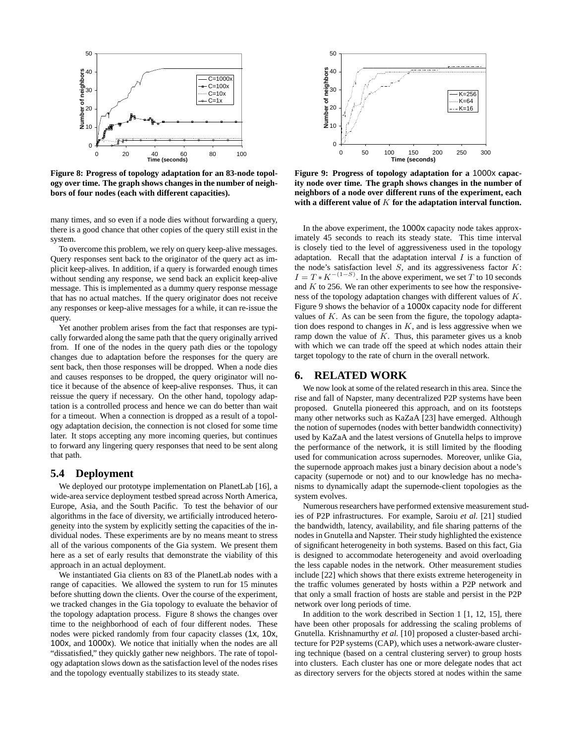50
40
30
20
10
0
Number of neighbors
0 20 40 60 80 100
Time (seconds)
C=1000x
C=100x
C=10x
C=1x

**Figure 8: Progress of topology adaptation for an 83-node topology over time. The graph shows changes in the number of neighbors of four nodes (each with different capacities).**

50
40
30
20
10
0
Number of neighbors
0 50 100 150 200 250 300
Time (seconds)
K=256
K=64
K=16

**Figure 9: Progress of topology adaptation for a 1000x capacity node over time. The graph shows changes in the number of neighbors of a node over different runs of the experiment, each with a different value of $K$ for the adaptation interval function.**

many times, and so even if a node dies without forwarding a query, there is a good chance that other copies of the query still exist in the system.

To overcome this problem, we rely on query keep-alive messages. Query responses sent back to the originator of the query act as implicit keep-alives. In addition, if a query is forwarded enough times without sending any response, we send back an explicit keep-alive message. This is implemented as a dummy query response message that has no actual matches. If the query originator does not receive any responses or keep-alive messages for a while, it can re-issue the query.

Yet another problem arises from the fact that responses are typically forwarded along the same path that the query originally arrived from. If one of the nodes in the query path dies or the topology changes due to adaptation before the responses for the query are sent back, then those responses will be dropped. When a node dies and causes responses to be dropped, the query originator will notice it because of the absence of keep-alive responses. Thus, it can reissue the query if necessary. On the other hand, topology adaptation is a controlled process and hence we can do better than wait for a timeout. When a connection is dropped as a result of a topology adaptation decision, the connection is not closed for some time later. It stops accepting any more incoming queries, but continues to forward any lingering query responses that need to be sent along that path.

### 5.4 Deployment

We deployed our prototype implementation on PlanetLab [16], a wide-area service deployment testbed spread across North America, Europe, Asia, and the South Pacific. To test the behavior of our algorithms in the face of diversity, we artificially introduced heterogeneity into the system by explicitly setting the capacities of the individual nodes. These experiments are by no means meant to stress all of the various components of the Gia system. We present them here as a set of early results that demonstrate the viability of this approach in an actual deployment.

We instantiated Gia clients on 83 of the PlanetLab nodes with a range of capacities. We allowed the system to run for 15 minutes before shutting down the clients. Over the course of the experiment, we tracked changes in the Gia topology to evaluate the behavior of the topology adaptation process. Figure 8 shows the changes over time to the neighborhood of each of four different nodes. These nodes were picked randomly from four capacity classes (1x, 10x, 100x, and 1000x). We notice that initially when the nodes are all "dissatisfied," they quickly gather new neighbors. The rate of topology adaptation slows down as the satisfaction level of the nodes rises and the topology eventually stabilizes to its steady state.

In the above experiment, the 1000x capacity node takes approximately 45 seconds to reach its steady state. This time interval is closely tied to the level of aggressiveness used in the topology adaptation. Recall that the adaptation interval $I$ is a function of the node's satisfaction level $S$, and its aggressiveness factor $K$: $I = T * K^{-(1-S)}$. In the above experiment, we set $T$ to 10 seconds and $K$ to 256. We ran other experiments to see how the responsiveness of the topology adaptation changes with different values of $K$. Figure 9 shows the behavior of a 1000x capacity node for different values of $K$. As can be seen from the figure, the topology adaptation does respond to changes in $K$, and is less aggressive when we ramp down the value of $K$. Thus, this parameter gives us a knob with which we can trade off the speed at which nodes attain their target topology to the rate of churn in the overall network.

## 6. RELATED WORK

We now look at some of the related research in this area. Since the rise and fall of Napster, many decentralized P2P systems have been proposed. Gnutella pioneered this approach, and on its footsteps many other networks such as KaZaA [23] have emerged. Although the notion of supernodes (nodes with better bandwidth connectivity) used by KaZaA and the latest versions of Gnutella helps to improve the performance of the network, it is still limited by the flooding used for communication across supernodes. Moreover, unlike Gia, the supernode approach makes just a binary decision about a node's capacity (supernode or not) and to our knowledge has no mechanisms to dynamically adapt the supernode-client topologies as the system evolves.

Numerous researchers have performed extensive measurement studies of P2P infrastructures. For example, Saroiu *et al.* [21] studied the bandwidth, latency, availability, and file sharing patterns of the nodes in Gnutella and Napster. Their study highlighted the existence of significant heterogeneity in both systems. Based on this fact, Gia is designed to accommodate heterogeneity and avoid overloading the less capable nodes in the network. Other measurement studies include [22] which shows that there exists extreme heterogeneity in the traffic volumes generated by hosts within a P2P network and that only a small fraction of hosts are stable and persist in the P2P network over long periods of time.

In addition to the work described in Section 1 [1, 12, 15], there have been other proposals for addressing the scaling problems of Gnutella. Krishnamurthy *et al.* [10] proposed a cluster-based architecture for P2P systems (CAP), which uses a network-aware clustering technique (based on a central clustering server) to group hosts into clusters. Each cluster has one or more delegate nodes that act as directory servers for the objects stored at nodes within the same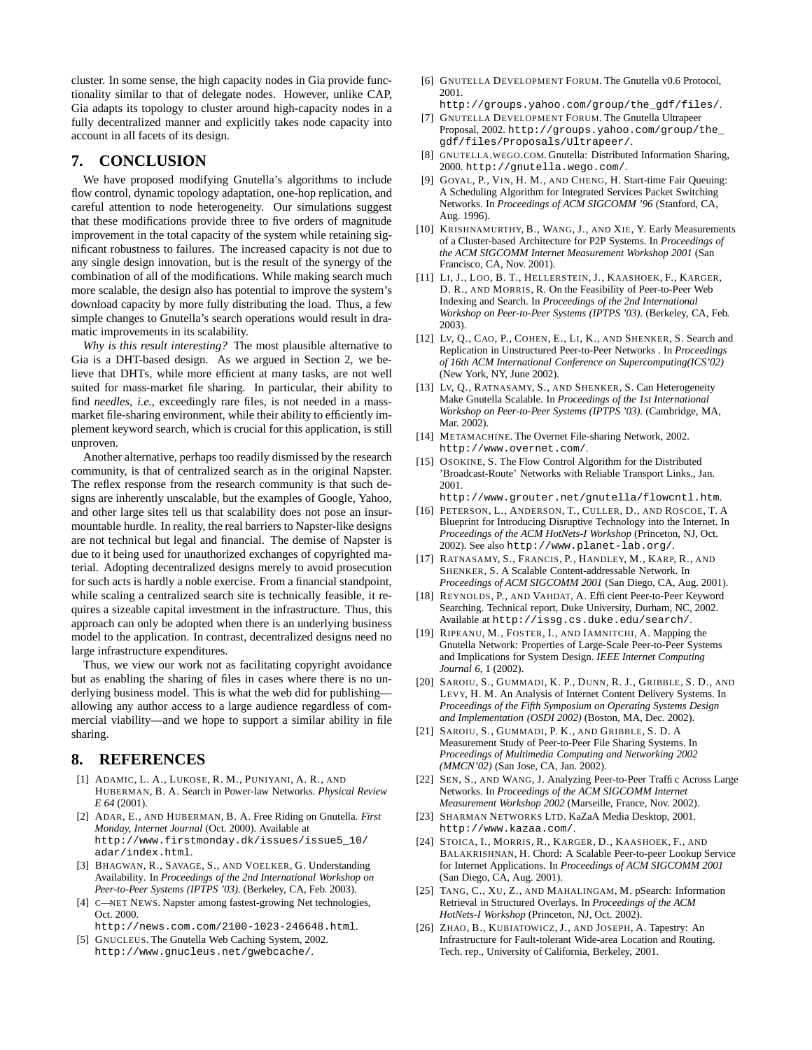cluster. In some sense, the high capacity nodes in Gia provide functionality similar to that of delegate nodes. However, unlike CAP, Gia adapts its topology to cluster around high-capacity nodes in a fully decentralized manner and explicitly takes node capacity into account in all facets of its design.

## 7. CONCLUSION

We have proposed modifying Gnutella's algorithms to include flow control, dynamic topology adaptation, one-hop replication, and careful attention to node heterogeneity. Our simulations suggest that these modifications provide three to five orders of magnitude improvement in the total capacity of the system while retaining significant robustness to failures. The increased capacity is not due to any single design innovation, but is the result of the synergy of the combination of all of the modifications. While making search much more scalable, the design also has potential to improve the system's download capacity by more fully distributing the load. Thus, a few simple changes to Gnutella's search operations would result in dramatic improvements in its scalability.

*Why is this result interesting?* The most plausible alternative to Gia is a DHT-based design. As we argued in Section 2, we believe that DHTs, while more efficient at many tasks, are not well suited for mass-market file sharing. In particular, their ability to find *needles*, *i.e.*, exceedingly rare files, is not needed in a mass-market file-sharing environment, while their ability to efficiently implement keyword search, which is crucial for this application, is still unproven.

Another alternative, perhaps too readily dismissed by the research community, is that of centralized search as in the original Napster. The reflex response from the research community is that such designs are inherently unscalable, but the examples of Google, Yahoo, and other large sites tell us that scalability does not pose an insurmountable hurdle. In reality, the real barriers to Napster-like designs are not technical but legal and financial. The demise of Napster is due to it being used for unauthorized exchanges of copyrighted material. Adopting decentralized designs merely to avoid prosecution for such acts is hardly a noble exercise. From a financial standpoint, while scaling a centralized search site is technically feasible, it requires a sizeable capital investment in the infrastructure. Thus, this approach can only be adopted when there is an underlying business model to the application. In contrast, decentralized designs need no large infrastructure expenditures.

Thus, we view our work not as facilitating copyright avoidance but as enabling the sharing of files in cases where there is no underlying business model. This is what the web did for publishing—allowing any author access to a large audience regardless of commercial viability—and we hope to support a similar ability in file sharing.

## 8. REFERENCES

[1] Adamic, L. A., Lukose, R. M., Puniyani, A. R., and Huberman, B. A. Search in Power-law Networks. *Physical Review E 64* (2001).

[2] Adar, E., and Huberman, B. A. Free Riding on Gnutella. *First Monday, Internet Journal* (Oct. 2000). Available at http://www.firstmonday.dk/issues/issue5_10/adar/index.html.

[3] Bhagwan, R., Savage, S., and Voelker, G. Understanding Availability. In *Proceedings of the 2nd International Workshop on Peer-to-Peer Systems (IPTPS '03).* (Berkeley, CA, Feb. 2003).

[4] C—net News. Napster among fastest-growing Net technologies, Oct. 2000. http://news.com.com/2100-1023-246648.html.

[5] Gnucleus. The Gnutella Web Caching System, 2002. http://www.gnucleus.net/gwebcache/.

[6] Gnutella Development Forum. The Gnutella v0.6 Protocol, 2001. http://groups.yahoo.com/group/the_gdf/files/.

[7] Gnutella Development Forum. The Gnutella Ultrapeer Proposal, 2002. http://groups.yahoo.com/group/the_gdf/files/Proposals/Ultrapeer/.

[8] gnutella.wego.com. Gnutella: Distributed Information Sharing, 2000. http://gnutella.wego.com/.

[9] Goyal, P., Vin, H. M., and Cheng, H. Start-time Fair Queuing: A Scheduling Algorithm for Integrated Services Packet Switching Networks. In *Proceedings of ACM SIGCOMM '96* (Stanford, CA, Aug. 1996).

[10] Krishnamurthy, B., Wang, J., and Xie, Y. Early Measurements of a Cluster-based Architecture for P2P Systems. In *Proceedings of the ACM SIGCOMM Internet Measurement Workshop 2001* (San Francisco, CA, Nov. 2001).

[11] Li, J., Loo, B. T., Hellerstein, J., Kaashoek, F., Karger, D. R., and Morris, R. On the Feasibility of Peer-to-Peer Web Indexing and Search. In *Proceedings of the 2nd International Workshop on Peer-to-Peer Systems (IPTPS '03).* (Berkeley, CA, Feb. 2003).

[12] Lv, Q., Cao, P., Cohen, E., Li, K., and Shenker, S. Search and Replication in Unstructured Peer-to-Peer Networks . In *Proceedings of 16th ACM International Conference on Supercomputing(ICS'02)* (New York, NY, June 2002).

[13] Lv, Q., Ratnasamy, S., and Shenker, S. Can Heterogeneity Make Gnutella Scalable. In *Proceedings of the 1st International Workshop on Peer-to-Peer Systems (IPTPS '03).* (Cambridge, MA, Mar. 2002).

[14] Metamachine. The Overnet File-sharing Network, 2002. http://www.overnet.com/.

[15] Osokine, S. The Flow Control Algorithm for the Distributed 'Broadcast-Route' Networks with Reliable Transport Links., Jan. 2001. http://www.grouter.net/gnutella/flowcntl.htm.

[16] Peterson, L., Anderson, T., Culler, D., and Roscoe, T. A Blueprint for Introducing Disruptive Technology into the Internet. In *Proceedings of the ACM HotNets-I Workshop* (Princeton, NJ, Oct. 2002). See also http://www.planet-lab.org/.

[17] Ratnasamy, S., Francis, P., Handley, M., Karp, R., and Shenker, S. A Scalable Content-addressable Network. In *Proceedings of ACM SIGCOMM 2001* (San Diego, CA, Aug. 2001).

[18] Reynolds, P., and Vahdat, A. Efficient Peer-to-Peer Keyword Searching. Technical report, Duke University, Durham, NC, 2002. Available at http://issg.cs.duke.edu/search/.

[19] Ripeanu, M., Foster, I., and Iamnitchi, A. Mapping the Gnutella Network: Properties of Large-Scale Peer-to-Peer Systems and Implications for System Design. *IEEE Internet Computing Journal 6*, 1 (2002).

[20] Saroiu, S., Gummadi, K. P., Dunn, R. J., Gribble, S. D., and Levy, H. M. An Analysis of Internet Content Delivery Systems. In *Proceedings of the Fifth Symposium on Operating Systems Design and Implementation (OSDI 2002)* (Boston, MA, Dec. 2002).

[21] Saroiu, S., Gummadi, P. K., and Gribble, S. D. A Measurement Study of Peer-to-Peer File Sharing Systems. In *Proceedings of Multimedia Computing and Networking 2002 (MMCN'02)* (San Jose, CA, Jan. 2002).

[22] Sen, S., and Wang, J. Analyzing Peer-to-Peer Traffic Across Large Networks. In *Proceedings of the ACM SIGCOMM Internet Measurement Workshop 2002* (Marseille, France, Nov. 2002).

[23] Sharman Networks Ltd. KaZaA Media Desktop, 2001. http://www.kazaa.com/.

[24] Stoica, I., Morris, R., Karger, D., Kaashoek, F., and Balakrishnan, H. Chord: A Scalable Peer-to-peer Lookup Service for Internet Applications. In *Proceedings of ACM SIGCOMM 2001* (San Diego, CA, Aug. 2001).

[25] Tang, C., Xu, Z., and Mahalingam, M. pSearch: Information Retrieval in Structured Overlays. In *Proceedings of the ACM HotNets-I Workshop* (Princeton, NJ, Oct. 2002).

[26] Zhao, B., Kubiatowicz, J., and Joseph, A. Tapestry: An Infrastructure for Fault-tolerant Wide-area Location and Routing. Tech. rep., University of California, Berkeley, 2001.